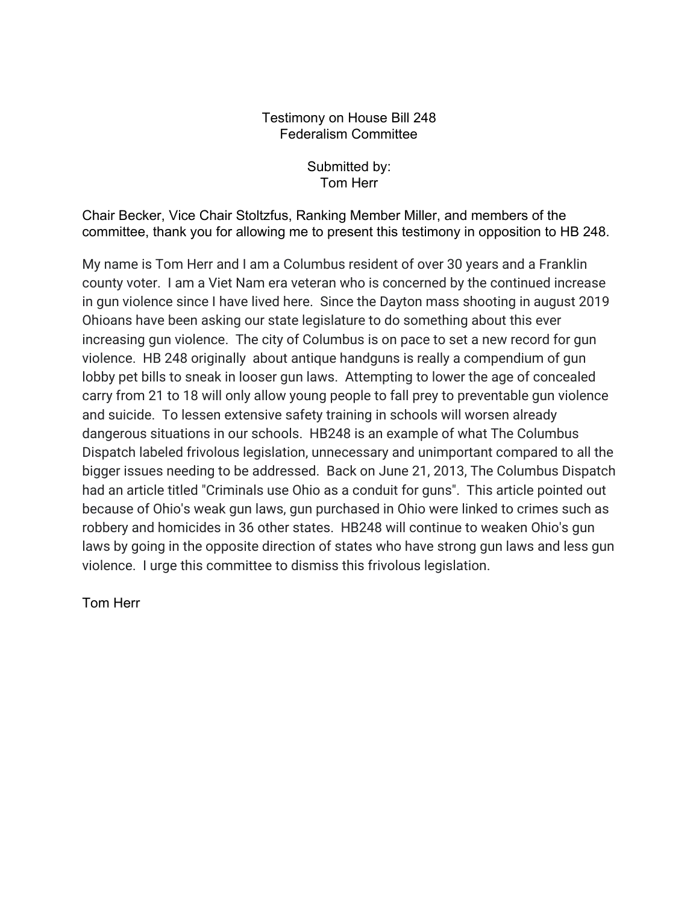Testimony on House Bill 248
Federalism Committee

Submitted by:
Tom Herr

Chair Becker, Vice Chair Stoltzfus, Ranking Member Miller, and members of the committee, thank you for allowing me to present this testimony in opposition to HB 248.

My name is Tom Herr and I am a Columbus resident of over 30 years and a Franklin county voter. I am a Viet Nam era veteran who is concerned by the continued increase in gun violence since I have lived here. Since the Dayton mass shooting in august 2019 Ohioans have been asking our state legislature to do something about this ever increasing gun violence. The city of Columbus is on pace to set a new record for gun violence. HB 248 originally about antique handguns is really a compendium of gun lobby pet bills to sneak in looser gun laws. Attempting to lower the age of concealed carry from 21 to 18 will only allow young people to fall prey to preventable gun violence and suicide. To lessen extensive safety training in schools will worsen already dangerous situations in our schools. HB248 is an example of what The Columbus Dispatch labeled frivolous legislation, unnecessary and unimportant compared to all the bigger issues needing to be addressed. Back on June 21, 2013, The Columbus Dispatch had an article titled "Criminals use Ohio as a conduit for guns". This article pointed out because of Ohio's weak gun laws, gun purchased in Ohio were linked to crimes such as robbery and homicides in 36 other states. HB248 will continue to weaken Ohio's gun laws by going in the opposite direction of states who have strong gun laws and less gun violence. I urge this committee to dismiss this frivolous legislation.

Tom Herr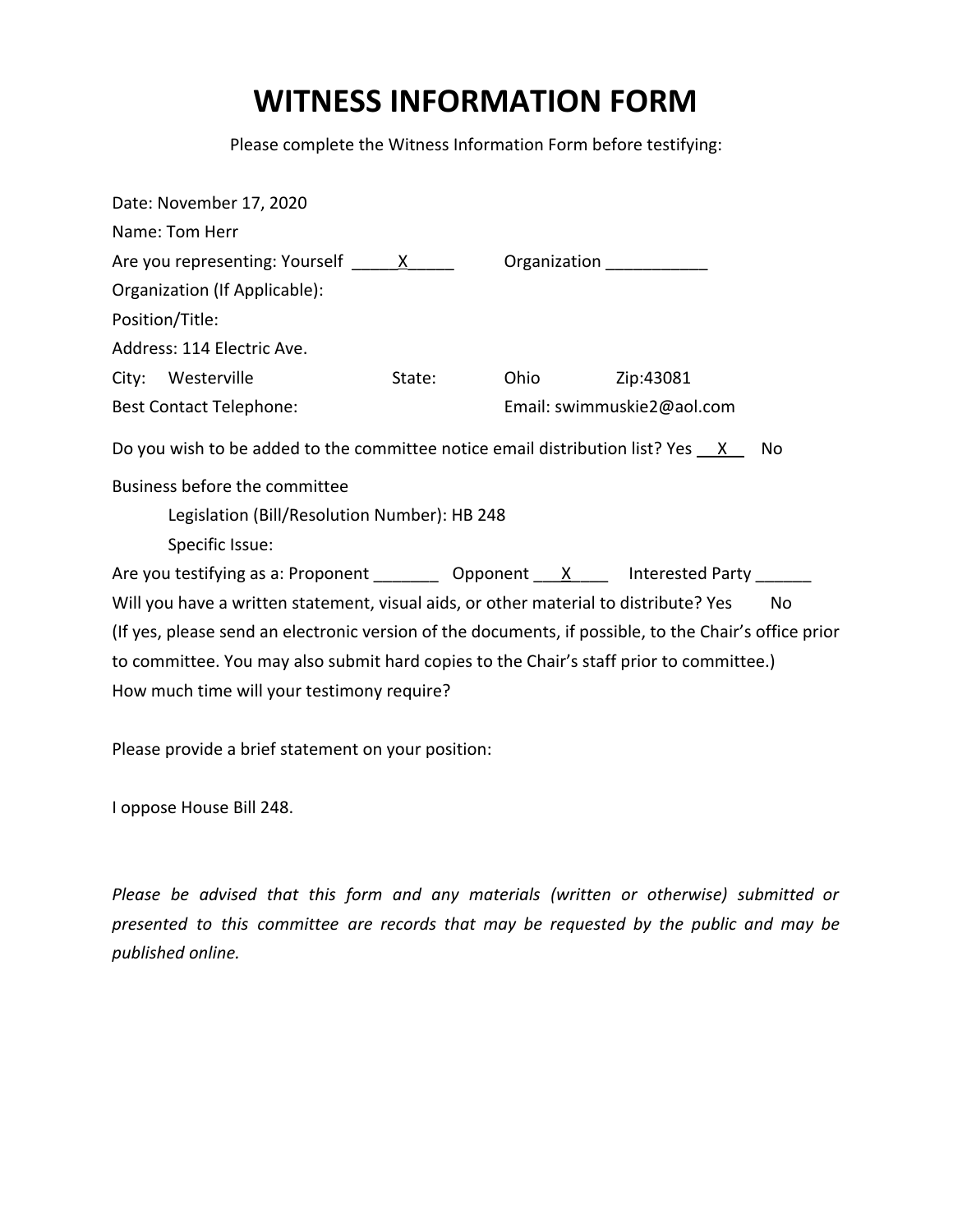# WITNESS INFORMATION FORM

Please complete the Witness Information Form before testifying:

Date: November 17, 2020

Name: Tom Herr

Are you representing: Yourself _____X_____ Organization ___________

Organization (If Applicable):

Position/Title:

Address: 114 Electric Ave.

City: Westerville State: Ohio Zip:43081

Best Contact Telephone: Email: swimmuskie2@aol.com

Do you wish to be added to the committee notice email distribution list? Yes __X__ No

Business before the committee

Legislation (Bill/Resolution Number): HB 248

Specific Issue:

Are you testifying as a: Proponent _______ Opponent ___X____ Interested Party ______

Will you have a written statement, visual aids, or other material to distribute? Yes No

(If yes, please send an electronic version of the documents, if possible, to the Chair's office prior to committee. You may also submit hard copies to the Chair's staff prior to committee.)

How much time will your testimony require?

Please provide a brief statement on your position:

I oppose House Bill 248.

*Please be advised that this form and any materials (written or otherwise) submitted or presented to this committee are records that may be requested by the public and may be published online.*